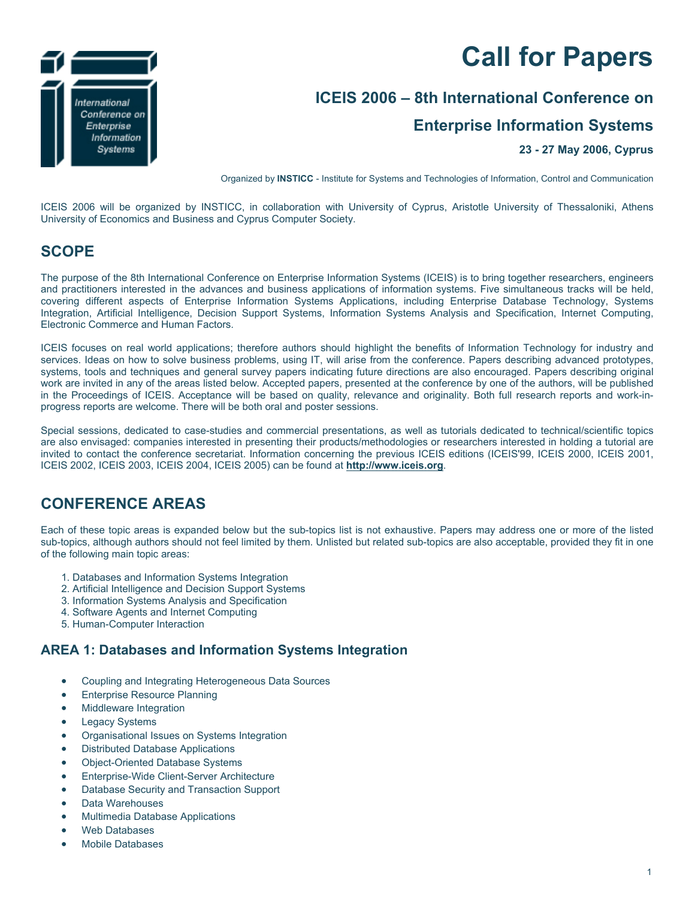# Call for Papers

## ICEIS 2006 – 8th International Conference on Enterprise Information Systems

**23 - 27 May 2006, Cyprus**

Organized by **INSTICC** - Institute for Systems and Technologies of Information, Control and Communication

ICEIS 2006 will be organized by INSTICC, in collaboration with University of Cyprus, Aristotle University of Thessaloniki, Athens University of Economics and Business and Cyprus Computer Society.

## SCOPE

The purpose of the 8th International Conference on Enterprise Information Systems (ICEIS) is to bring together researchers, engineers and practitioners interested in the advances and business applications of information systems. Five simultaneous tracks will be held, covering different aspects of Enterprise Information Systems Applications, including Enterprise Database Technology, Systems Integration, Artificial Intelligence, Decision Support Systems, Information Systems Analysis and Specification, Internet Computing, Electronic Commerce and Human Factors.

ICEIS focuses on real world applications; therefore authors should highlight the benefits of Information Technology for industry and services. Ideas on how to solve business problems, using IT, will arise from the conference. Papers describing advanced prototypes, systems, tools and techniques and general survey papers indicating future directions are also encouraged. Papers describing original work are invited in any of the areas listed below. Accepted papers, presented at the conference by one of the authors, will be published in the Proceedings of ICEIS. Acceptance will be based on quality, relevance and originality. Both full research reports and work-in-progress reports are welcome. There will be both oral and poster sessions.

Special sessions, dedicated to case-studies and commercial presentations, as well as tutorials dedicated to technical/scientific topics are also envisaged: companies interested in presenting their products/methodologies or researchers interested in holding a tutorial are invited to contact the conference secretariat. Information concerning the previous ICEIS editions (ICEIS'99, ICEIS 2000, ICEIS 2001, ICEIS 2002, ICEIS 2003, ICEIS 2004, ICEIS 2005) can be found at **http://www.iceis.org**.

## CONFERENCE AREAS

Each of these topic areas is expanded below but the sub-topics list is not exhaustive. Papers may address one or more of the listed sub-topics, although authors should not feel limited by them. Unlisted but related sub-topics are also acceptable, provided they fit in one of the following main topic areas:

1. Databases and Information Systems Integration
2. Artificial Intelligence and Decision Support Systems
3. Information Systems Analysis and Specification
4. Software Agents and Internet Computing
5. Human-Computer Interaction

### AREA 1: Databases and Information Systems Integration

- Coupling and Integrating Heterogeneous Data Sources
- Enterprise Resource Planning
- Middleware Integration
- Legacy Systems
- Organisational Issues on Systems Integration
- Distributed Database Applications
- Object-Oriented Database Systems
- Enterprise-Wide Client-Server Architecture
- Database Security and Transaction Support
- Data Warehouses
- Multimedia Database Applications
- Web Databases
- Mobile Databases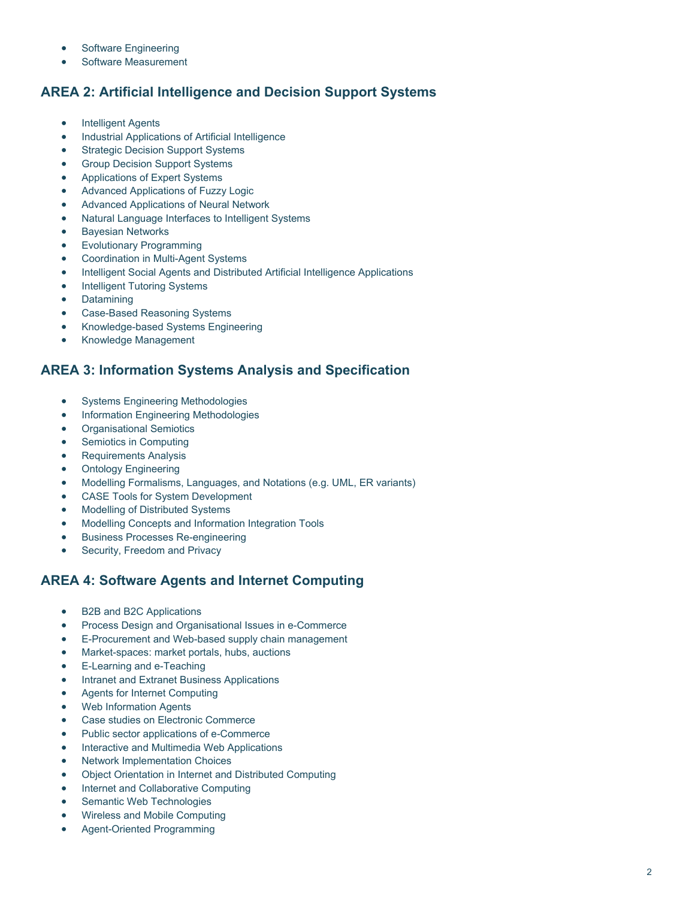- Software Engineering
- Software Measurement

## AREA 2: Artificial Intelligence and Decision Support Systems

- Intelligent Agents
- Industrial Applications of Artificial Intelligence
- Strategic Decision Support Systems
- Group Decision Support Systems
- Applications of Expert Systems
- Advanced Applications of Fuzzy Logic
- Advanced Applications of Neural Network
- Natural Language Interfaces to Intelligent Systems
- Bayesian Networks
- Evolutionary Programming
- Coordination in Multi-Agent Systems
- Intelligent Social Agents and Distributed Artificial Intelligence Applications
- Intelligent Tutoring Systems
- Datamining
- Case-Based Reasoning Systems
- Knowledge-based Systems Engineering
- Knowledge Management

## AREA 3: Information Systems Analysis and Specification

- Systems Engineering Methodologies
- Information Engineering Methodologies
- Organisational Semiotics
- Semiotics in Computing
- Requirements Analysis
- Ontology Engineering
- Modelling Formalisms, Languages, and Notations (e.g. UML, ER variants)
- CASE Tools for System Development
- Modelling of Distributed Systems
- Modelling Concepts and Information Integration Tools
- Business Processes Re-engineering
- Security, Freedom and Privacy

## AREA 4: Software Agents and Internet Computing

- B2B and B2C Applications
- Process Design and Organisational Issues in e-Commerce
- E-Procurement and Web-based supply chain management
- Market-spaces: market portals, hubs, auctions
- E-Learning and e-Teaching
- Intranet and Extranet Business Applications
- Agents for Internet Computing
- Web Information Agents
- Case studies on Electronic Commerce
- Public sector applications of e-Commerce
- Interactive and Multimedia Web Applications
- Network Implementation Choices
- Object Orientation in Internet and Distributed Computing
- Internet and Collaborative Computing
- Semantic Web Technologies
- Wireless and Mobile Computing
- Agent-Oriented Programming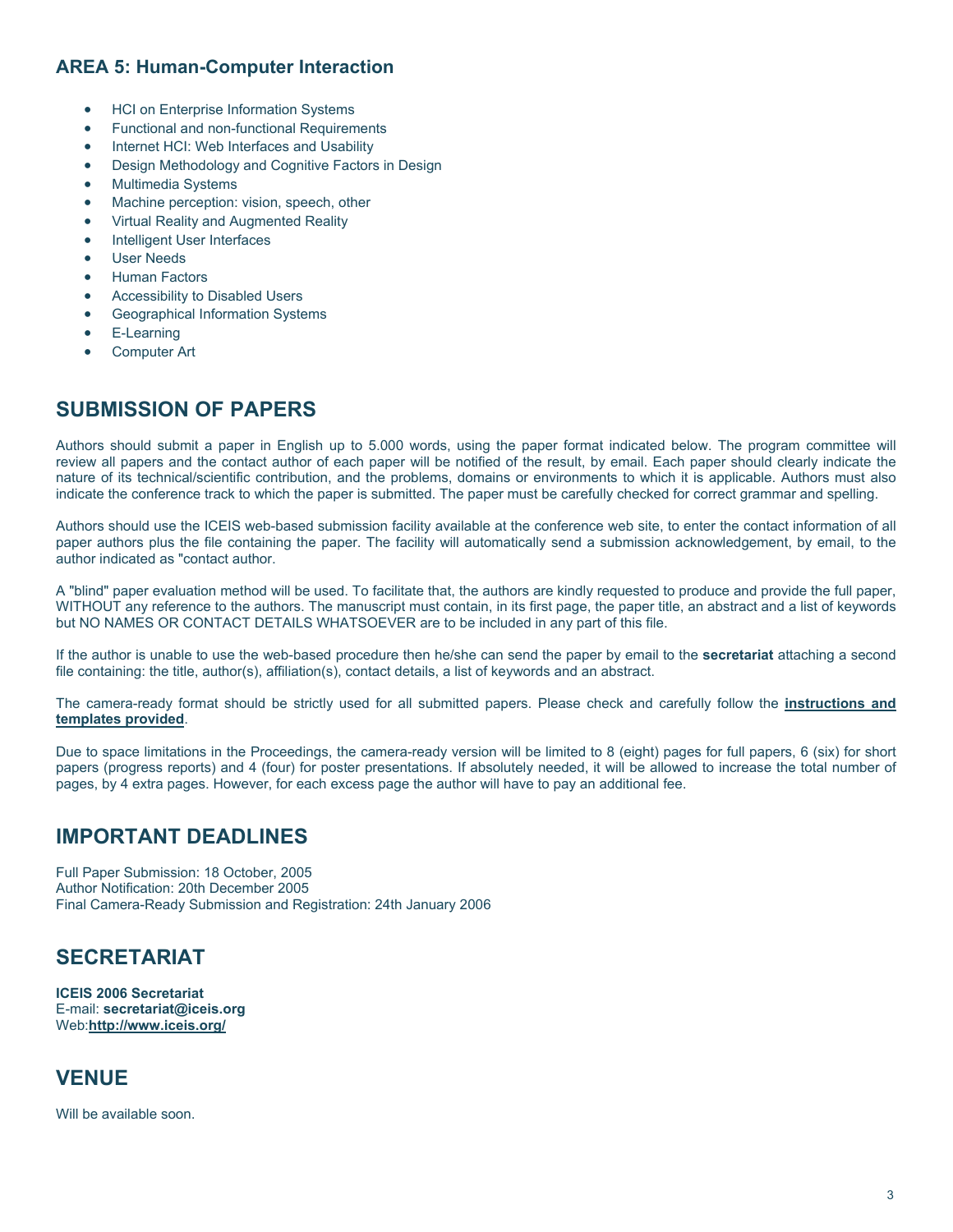## AREA 5: Human-Computer Interaction

- HCI on Enterprise Information Systems
- Functional and non-functional Requirements
- Internet HCI: Web Interfaces and Usability
- Design Methodology and Cognitive Factors in Design
- Multimedia Systems
- Machine perception: vision, speech, other
- Virtual Reality and Augmented Reality
- Intelligent User Interfaces
- User Needs
- Human Factors
- Accessibility to Disabled Users
- Geographical Information Systems
- E-Learning
- Computer Art

## SUBMISSION OF PAPERS

Authors should submit a paper in English up to 5.000 words, using the paper format indicated below. The program committee will review all papers and the contact author of each paper will be notified of the result, by email. Each paper should clearly indicate the nature of its technical/scientific contribution, and the problems, domains or environments to which it is applicable. Authors must also indicate the conference track to which the paper is submitted. The paper must be carefully checked for correct grammar and spelling.

Authors should use the ICEIS web-based submission facility available at the conference web site, to enter the contact information of all paper authors plus the file containing the paper. The facility will automatically send a submission acknowledgement, by email, to the author indicated as "contact author.

A "blind" paper evaluation method will be used. To facilitate that, the authors are kindly requested to produce and provide the full paper, WITHOUT any reference to the authors. The manuscript must contain, in its first page, the paper title, an abstract and a list of keywords but NO NAMES OR CONTACT DETAILS WHATSOEVER are to be included in any part of this file.

If the author is unable to use the web-based procedure then he/she can send the paper by email to the **secretariat** attaching a second file containing: the title, author(s), affiliation(s), contact details, a list of keywords and an abstract.

The camera-ready format should be strictly used for all submitted papers. Please check and carefully follow the **instructions and templates provided**.

Due to space limitations in the Proceedings, the camera-ready version will be limited to 8 (eight) pages for full papers, 6 (six) for short papers (progress reports) and 4 (four) for poster presentations. If absolutely needed, it will be allowed to increase the total number of pages, by 4 extra pages. However, for each excess page the author will have to pay an additional fee.

## IMPORTANT DEADLINES

Full Paper Submission: 18 October, 2005
Author Notification: 20th December 2005
Final Camera-Ready Submission and Registration: 24th January 2006

## SECRETARIAT

**ICEIS 2006 Secretariat**
E-mail: **secretariat@iceis.org**
Web:**http://www.iceis.org/**

## VENUE

Will be available soon.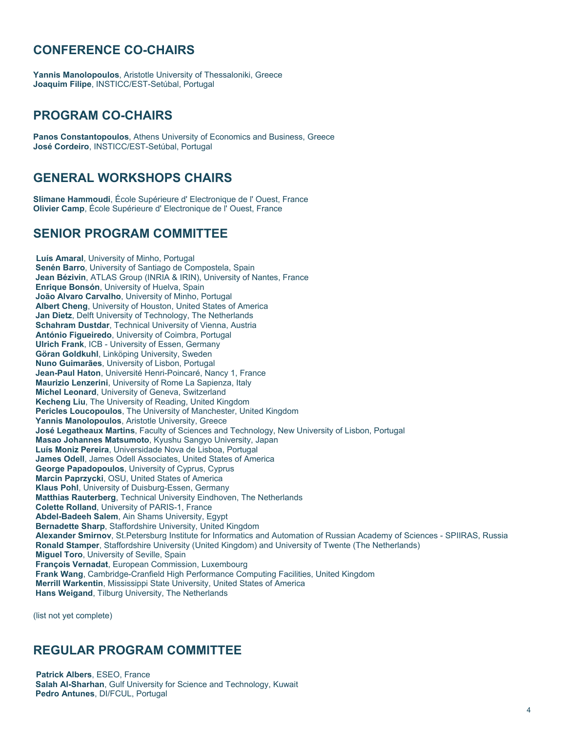## CONFERENCE CO-CHAIRS

**Yannis Manolopoulos**, Aristotle University of Thessaloniki, Greece
**Joaquim Filipe**, INSTICC/EST-Setúbal, Portugal

## PROGRAM CO-CHAIRS

**Panos Constantopoulos**, Athens University of Economics and Business, Greece
**José Cordeiro**, INSTICC/EST-Setúbal, Portugal

## GENERAL WORKSHOPS CHAIRS

**Slimane Hammoudi**, École Supérieure d' Electronique de l' Ouest, France
**Olivier Camp**, École Supérieure d' Electronique de l' Ouest, France

## SENIOR PROGRAM COMMITTEE

**Luís Amaral**, University of Minho, Portugal
**Senén Barro**, University of Santiago de Compostela, Spain
**Jean Bézivin**, ATLAS Group (INRIA & IRIN), University of Nantes, France
**Enrique Bonsón**, University of Huelva, Spain
**João Alvaro Carvalho**, University of Minho, Portugal
**Albert Cheng**, University of Houston, United States of America
**Jan Dietz**, Delft University of Technology, The Netherlands
**Schahram Dustdar**, Technical University of Vienna, Austria
**António Figueiredo**, University of Coimbra, Portugal
**Ulrich Frank**, ICB - University of Essen, Germany
**Göran Goldkuhl**, Linköping University, Sweden
**Nuno Guimarães**, University of Lisbon, Portugal
**Jean-Paul Haton**, Université Henri-Poincaré, Nancy 1, France
**Maurizio Lenzerini**, University of Rome La Sapienza, Italy
**Michel Leonard**, University of Geneva, Switzerland
**Kecheng Liu**, The University of Reading, United Kingdom
**Pericles Loucopoulos**, The University of Manchester, United Kingdom
**Yannis Manolopoulos**, Aristotle University, Greece
**José Legatheaux Martins**, Faculty of Sciences and Technology, New University of Lisbon, Portugal
**Masao Johannes Matsumoto**, Kyushu Sangyo University, Japan
**Luís Moniz Pereira**, Universidade Nova de Lisboa, Portugal
**James Odell**, James Odell Associates, United States of America
**George Papadopoulos**, University of Cyprus, Cyprus
**Marcin Paprzycki**, OSU, United States of America
**Klaus Pohl**, University of Duisburg-Essen, Germany
**Matthias Rauterberg**, Technical University Eindhoven, The Netherlands
**Colette Rolland**, University of PARIS-1, France
**Abdel-Badeeh Salem**, Ain Shams University, Egypt
**Bernadette Sharp**, Staffordshire University, United Kingdom
**Alexander Smirnov**, St.Petersburg Institute for Informatics and Automation of Russian Academy of Sciences - SPIIRAS, Russia
**Ronald Stamper**, Staffordshire University (United Kingdom) and University of Twente (The Netherlands)
**Miguel Toro**, University of Seville, Spain
**François Vernadat**, European Commission, Luxembourg
**Frank Wang**, Cambridge-Cranfield High Performance Computing Facilities, United Kingdom
**Merrill Warkentin**, Mississippi State University, United States of America
**Hans Weigand**, Tilburg University, The Netherlands

(list not yet complete)

## REGULAR PROGRAM COMMITTEE

**Patrick Albers**, ESEO, France
**Salah Al-Sharhan**, Gulf University for Science and Technology, Kuwait
**Pedro Antunes**, DI/FCUL, Portugal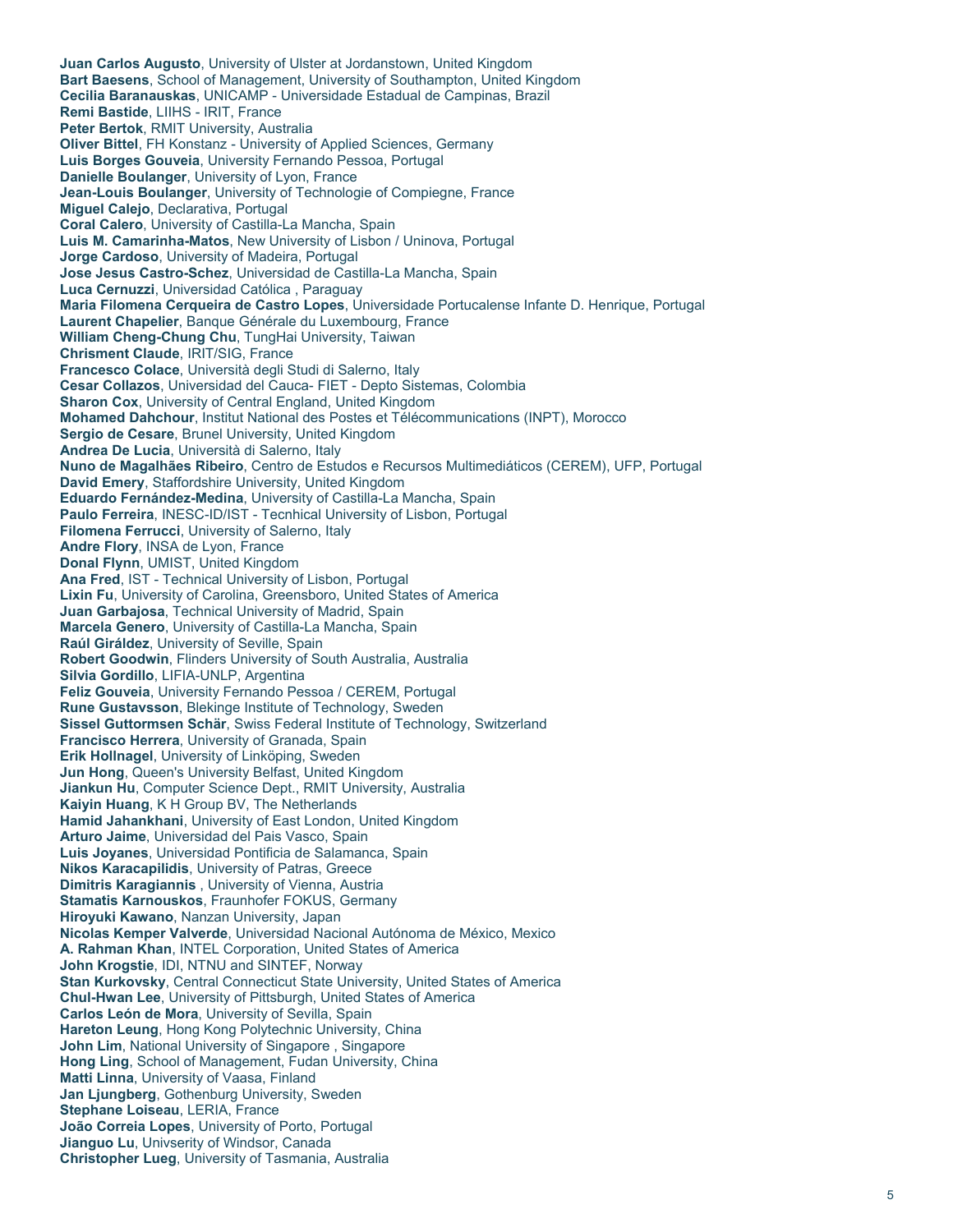**Juan Carlos Augusto**, University of Ulster at Jordanstown, United Kingdom
**Bart Baesens**, School of Management, University of Southampton, United Kingdom
**Cecilia Baranauskas**, UNICAMP - Universidade Estadual de Campinas, Brazil
**Remi Bastide**, LIIHS - IRIT, France
**Peter Bertok**, RMIT University, Australia
**Oliver Bittel**, FH Konstanz - University of Applied Sciences, Germany
**Luis Borges Gouveia**, University Fernando Pessoa, Portugal
**Danielle Boulanger**, University of Lyon, France
**Jean-Louis Boulanger**, University of Technologie of Compiegne, France
**Miguel Calejo**, Declarativa, Portugal
**Coral Calero**, University of Castilla-La Mancha, Spain
**Luis M. Camarinha-Matos**, New University of Lisbon / Uninova, Portugal
**Jorge Cardoso**, University of Madeira, Portugal
**Jose Jesus Castro-Schez**, Universidad de Castilla-La Mancha, Spain
**Luca Cernuzzi**, Universidad Católica , Paraguay
**Maria Filomena Cerqueira de Castro Lopes**, Universidade Portucalense Infante D. Henrique, Portugal
**Laurent Chapelier**, Banque Générale du Luxembourg, France
**William Cheng-Chung Chu**, TungHai University, Taiwan
**Chrisment Claude**, IRIT/SIG, France
**Francesco Colace**, Università degli Studi di Salerno, Italy
**Cesar Collazos**, Universidad del Cauca- FIET - Depto Sistemas, Colombia
**Sharon Cox**, University of Central England, United Kingdom
**Mohamed Dahchour**, Institut National des Postes et Télécommunications (INPT), Morocco
**Sergio de Cesare**, Brunel University, United Kingdom
**Andrea De Lucia**, Università di Salerno, Italy
**Nuno de Magalhães Ribeiro**, Centro de Estudos e Recursos Multimediáticos (CEREM), UFP, Portugal
**David Emery**, Staffordshire University, United Kingdom
**Eduardo Fernández-Medina**, University of Castilla-La Mancha, Spain
**Paulo Ferreira**, INESC-ID/IST - Tecnhical University of Lisbon, Portugal
**Filomena Ferrucci**, University of Salerno, Italy
**Andre Flory**, INSA de Lyon, France
**Donal Flynn**, UMIST, United Kingdom
**Ana Fred**, IST - Technical University of Lisbon, Portugal
**Lixin Fu**, University of Carolina, Greensboro, United States of America
**Juan Garbajosa**, Technical University of Madrid, Spain
**Marcela Genero**, University of Castilla-La Mancha, Spain
**Raúl Giráldez**, University of Seville, Spain
**Robert Goodwin**, Flinders University of South Australia, Australia
**Silvia Gordillo**, LIFIA-UNLP, Argentina
**Feliz Gouveia**, University Fernando Pessoa / CEREM, Portugal
**Rune Gustavsson**, Blekinge Institute of Technology, Sweden
**Sissel Guttormsen Schär**, Swiss Federal Institute of Technology, Switzerland
**Francisco Herrera**, University of Granada, Spain
**Erik Hollnagel**, University of Linköping, Sweden
**Jun Hong**, Queen's University Belfast, United Kingdom
**Jiankun Hu**, Computer Science Dept., RMIT University, Australia
**Kaiyin Huang**, K H Group BV, The Netherlands
**Hamid Jahankhani**, University of East London, United Kingdom
**Arturo Jaime**, Universidad del Pais Vasco, Spain
**Luis Joyanes**, Universidad Pontificia de Salamanca, Spain
**Nikos Karacapilidis**, University of Patras, Greece
**Dimitris Karagiannis** , University of Vienna, Austria
**Stamatis Karnouskos**, Fraunhofer FOKUS, Germany
**Hiroyuki Kawano**, Nanzan University, Japan
**Nicolas Kemper Valverde**, Universidad Nacional Autónoma de México, Mexico
**A. Rahman Khan**, INTEL Corporation, United States of America
**John Krogstie**, IDI, NTNU and SINTEF, Norway
**Stan Kurkovsky**, Central Connecticut State University, United States of America
**Chul-Hwan Lee**, University of Pittsburgh, United States of America
**Carlos León de Mora**, University of Sevilla, Spain
**Hareton Leung**, Hong Kong Polytechnic University, China
**John Lim**, National University of Singapore , Singapore
**Hong Ling**, School of Management, Fudan University, China
**Matti Linna**, University of Vaasa, Finland
**Jan Ljungberg**, Gothenburg University, Sweden
**Stephane Loiseau**, LERIA, France
**João Correia Lopes**, University of Porto, Portugal
**Jianguo Lu**, Univserity of Windsor, Canada
**Christopher Lueg**, University of Tasmania, Australia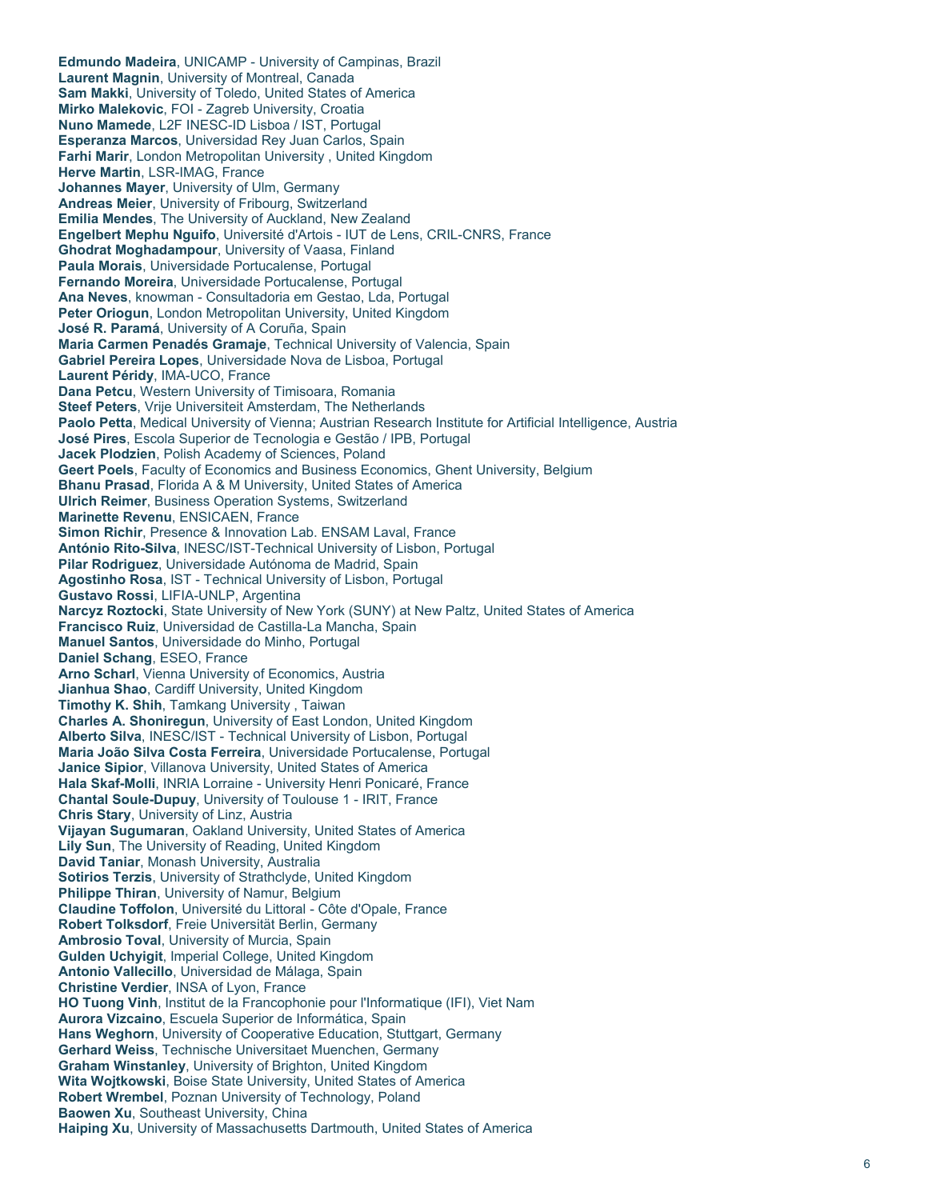**Edmundo Madeira**, UNICAMP - University of Campinas, Brazil
**Laurent Magnin**, University of Montreal, Canada
**Sam Makki**, University of Toledo, United States of America
**Mirko Malekovic**, FOI - Zagreb University, Croatia
**Nuno Mamede**, L2F INESC-ID Lisboa / IST, Portugal
**Esperanza Marcos**, Universidad Rey Juan Carlos, Spain
**Farhi Marir**, London Metropolitan University , United Kingdom
**Herve Martin**, LSR-IMAG, France
**Johannes Mayer**, University of Ulm, Germany
**Andreas Meier**, University of Fribourg, Switzerland
**Emilia Mendes**, The University of Auckland, New Zealand
**Engelbert Mephu Nguifo**, Université d'Artois - IUT de Lens, CRIL-CNRS, France
**Ghodrat Moghadampour**, University of Vaasa, Finland
**Paula Morais**, Universidade Portucalense, Portugal
**Fernando Moreira**, Universidade Portucalense, Portugal
**Ana Neves**, knowman - Consultadoria em Gestao, Lda, Portugal
**Peter Oriogun**, London Metropolitan University, United Kingdom
**José R. Paramá**, University of A Coruña, Spain
**Maria Carmen Penadés Gramaje**, Technical University of Valencia, Spain
**Gabriel Pereira Lopes**, Universidade Nova de Lisboa, Portugal
**Laurent Péridy**, IMA-UCO, France
**Dana Petcu**, Western University of Timisoara, Romania
**Steef Peters**, Vrije Universiteit Amsterdam, The Netherlands
**Paolo Petta**, Medical University of Vienna; Austrian Research Institute for Artificial Intelligence, Austria
**José Pires**, Escola Superior de Tecnologia e Gestão / IPB, Portugal
**Jacek Plodzien**, Polish Academy of Sciences, Poland
**Geert Poels**, Faculty of Economics and Business Economics, Ghent University, Belgium
**Bhanu Prasad**, Florida A & M University, United States of America
**Ulrich Reimer**, Business Operation Systems, Switzerland
**Marinette Revenu**, ENSICAEN, France
**Simon Richir**, Presence & Innovation Lab. ENSAM Laval, France
**António Rito-Silva**, INESC/IST-Technical University of Lisbon, Portugal
**Pilar Rodriguez**, Universidade Autónoma de Madrid, Spain
**Agostinho Rosa**, IST - Technical University of Lisbon, Portugal
**Gustavo Rossi**, LIFIA-UNLP, Argentina
**Narcyz Roztocki**, State University of New York (SUNY) at New Paltz, United States of America
**Francisco Ruiz**, Universidad de Castilla-La Mancha, Spain
**Manuel Santos**, Universidade do Minho, Portugal
**Daniel Schang**, ESEO, France
**Arno Scharl**, Vienna University of Economics, Austria
**Jianhua Shao**, Cardiff University, United Kingdom
**Timothy K. Shih**, Tamkang University , Taiwan
**Charles A. Shoniregun**, University of East London, United Kingdom
**Alberto Silva**, INESC/IST - Technical University of Lisbon, Portugal
**Maria João Silva Costa Ferreira**, Universidade Portucalense, Portugal
**Janice Sipior**, Villanova University, United States of America
**Hala Skaf-Molli**, INRIA Lorraine - University Henri Ponicaré, France
**Chantal Soule-Dupuy**, University of Toulouse 1 - IRIT, France
**Chris Stary**, University of Linz, Austria
**Vijayan Sugumaran**, Oakland University, United States of America
**Lily Sun**, The University of Reading, United Kingdom
**David Taniar**, Monash University, Australia
**Sotirios Terzis**, University of Strathclyde, United Kingdom
**Philippe Thiran**, University of Namur, Belgium
**Claudine Toffolon**, Université du Littoral - Côte d'Opale, France
**Robert Tolksdorf**, Freie Universität Berlin, Germany
**Ambrosio Toval**, University of Murcia, Spain
**Gulden Uchyigit**, Imperial College, United Kingdom
**Antonio Vallecillo**, Universidad de Málaga, Spain
**Christine Verdier**, INSA of Lyon, France
**HO Tuong Vinh**, Institut de la Francophonie pour l'Informatique (IFI), Viet Nam
**Aurora Vizcaino**, Escuela Superior de Informática, Spain
**Hans Weghorn**, University of Cooperative Education, Stuttgart, Germany
**Gerhard Weiss**, Technische Universitaet Muenchen, Germany
**Graham Winstanley**, University of Brighton, United Kingdom
**Wita Wojtkowski**, Boise State University, United States of America
**Robert Wrembel**, Poznan University of Technology, Poland
**Baowen Xu**, Southeast University, China
**Haiping Xu**, University of Massachusetts Dartmouth, United States of America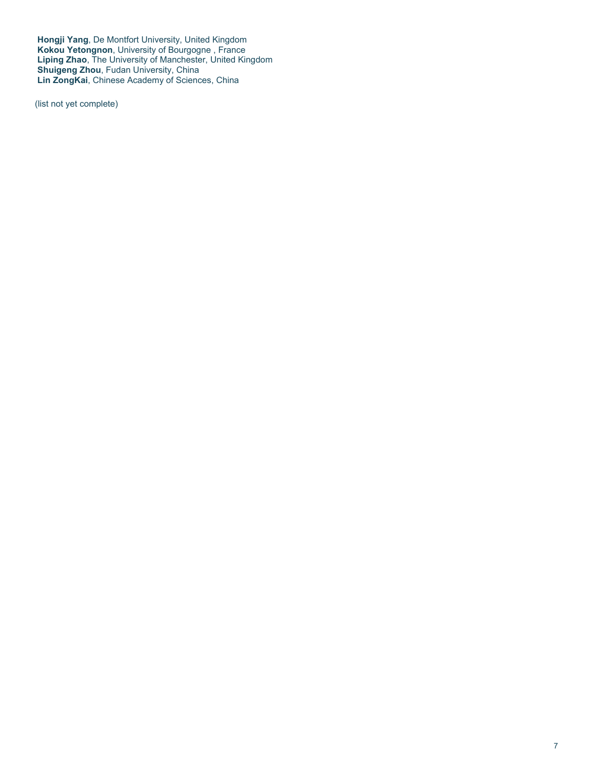**Hongji Yang**, De Montfort University, United Kingdom
**Kokou Yetongnon**, University of Bourgogne , France
**Liping Zhao**, The University of Manchester, United Kingdom
**Shuigeng Zhou**, Fudan University, China
**Lin ZongKai**, Chinese Academy of Sciences, China

(list not yet complete)